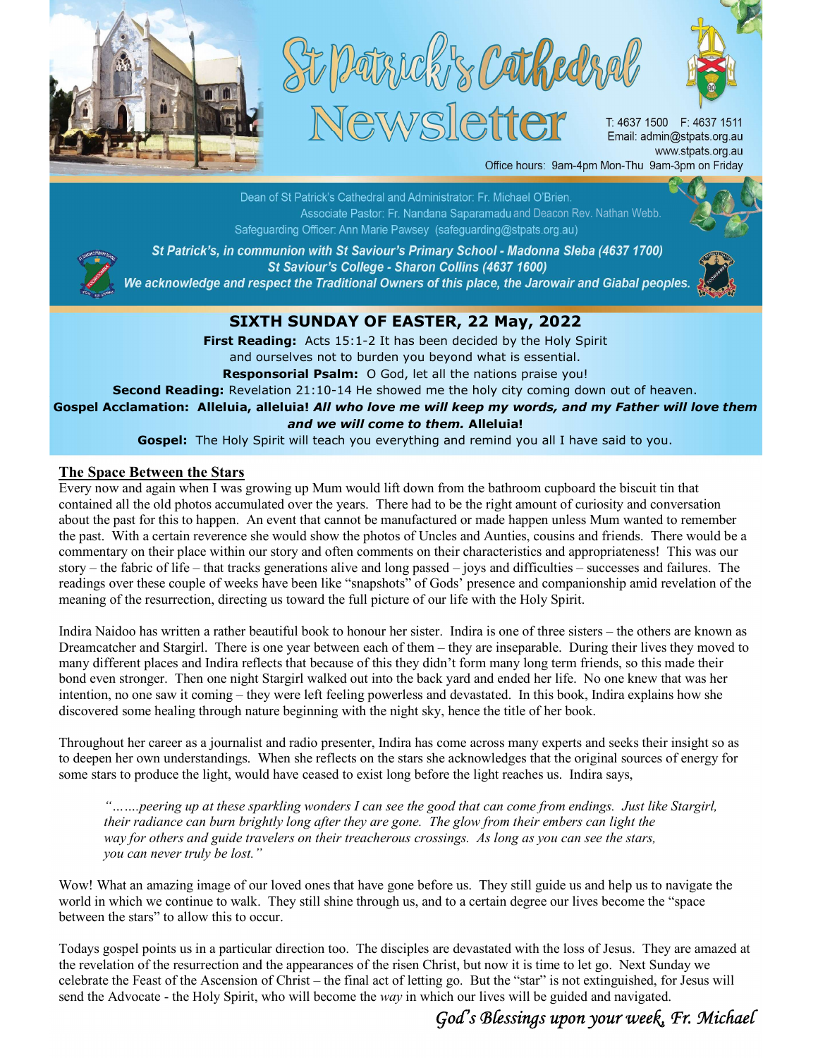# St Patrick's Cathedral Newsletter

T: 4637 1500 F: 4637 1511
Email: admin@stpats.org.au
www.stpats.org.au
Office hours: 9am-4pm Mon-Thu 9am-3pm on Friday

Dean of St Patrick's Cathedral and Administrator: Fr. Michael O'Brien.
Associate Pastor: Fr. Nandana Saparamadu and Deacon Rev. Nathan Webb.
Safeguarding Officer: Ann Marie Pawsey (safeguarding@stpats.org.au)

***St Patrick's, in communion with St Saviour's Primary School - Madonna Sleba (4637 1700)***
***St Saviour's College - Sharon Collins (4637 1600)***
***We acknowledge and respect the Traditional Owners of this place, the Jarowair and Giabal peoples.***

## SIXTH SUNDAY OF EASTER, 22 May, 2022

**First Reading:** Acts 15:1-2 It has been decided by the Holy Spirit and ourselves not to burden you beyond what is essential.
**Responsorial Psalm:** O God, let all the nations praise you!
**Second Reading:** Revelation 21:10-14 He showed me the holy city coming down out of heaven.
**Gospel Acclamation: Alleluia, alleluia! *All who love me will keep my words, and my Father will love them and we will come to them.* Alleluia!**
**Gospel:** The Holy Spirit will teach you everything and remind you all I have said to you.

## The Space Between the Stars

Every now and again when I was growing up Mum would lift down from the bathroom cupboard the biscuit tin that contained all the old photos accumulated over the years. There had to be the right amount of curiosity and conversation about the past for this to happen. An event that cannot be manufactured or made happen unless Mum wanted to remember the past. With a certain reverence she would show the photos of Uncles and Aunties, cousins and friends. There would be a commentary on their place within our story and often comments on their characteristics and appropriateness! This was our story – the fabric of life – that tracks generations alive and long passed – joys and difficulties – successes and failures. The readings over these couple of weeks have been like "snapshots" of Gods' presence and companionship amid revelation of the meaning of the resurrection, directing us toward the full picture of our life with the Holy Spirit.

Indira Naidoo has written a rather beautiful book to honour her sister. Indira is one of three sisters – the others are known as Dreamcatcher and Stargirl. There is one year between each of them – they are inseparable. During their lives they moved to many different places and Indira reflects that because of this they didn't form many long term friends, so this made their bond even stronger. Then one night Stargirl walked out into the back yard and ended her life. No one knew that was her intention, no one saw it coming – they were left feeling powerless and devastated. In this book, Indira explains how she discovered some healing through nature beginning with the night sky, hence the title of her book.

Throughout her career as a journalist and radio presenter, Indira has come across many experts and seeks their insight so as to deepen her own understandings. When she reflects on the stars she acknowledges that the original sources of energy for some stars to produce the light, would have ceased to exist long before the light reaches us. Indira says,

> *"…….peering up at these sparkling wonders I can see the good that can come from endings. Just like Stargirl, their radiance can burn brightly long after they are gone. The glow from their embers can light the way for others and guide travelers on their treacherous crossings. As long as you can see the stars, you can never truly be lost."*

Wow! What an amazing image of our loved ones that have gone before us. They still guide us and help us to navigate the world in which we continue to walk. They still shine through us, and to a certain degree our lives become the "space between the stars" to allow this to occur.

Todays gospel points us in a particular direction too. The disciples are devastated with the loss of Jesus. They are amazed at the revelation of the resurrection and the appearances of the risen Christ, but now it is time to let go. Next Sunday we celebrate the Feast of the Ascension of Christ – the final act of letting go. But the "star" is not extinguished, for Jesus will send the Advocate - the Holy Spirit, who will become the *way* in which our lives will be guided and navigated.

*God's Blessings upon your week, Fr. Michael*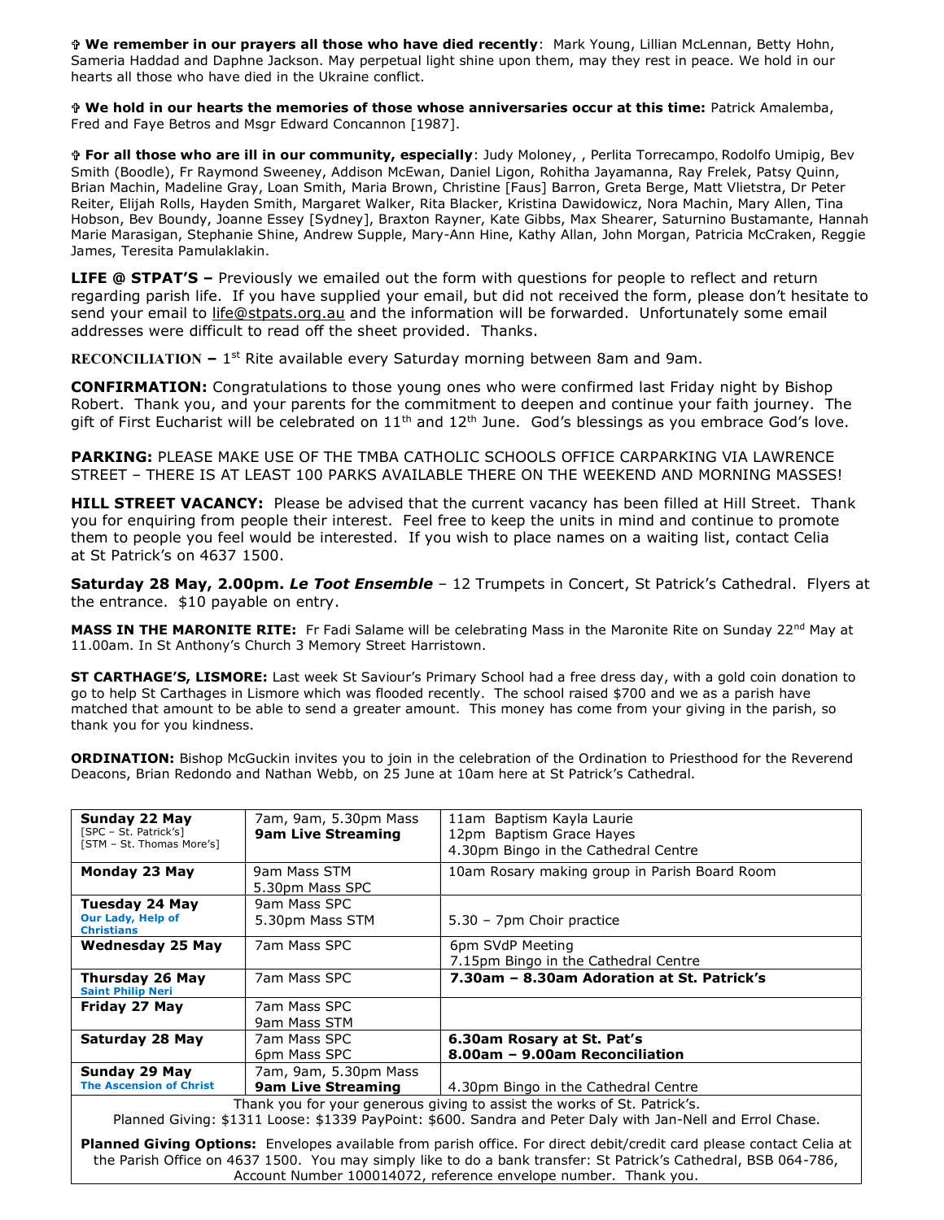✞ **We remember in our prayers all those who have died recently**: Mark Young, Lillian McLennan, Betty Hohn, Sameria Haddad and Daphne Jackson. May perpetual light shine upon them, may they rest in peace. We hold in our hearts all those who have died in the Ukraine conflict.

✞ **We hold in our hearts the memories of those whose anniversaries occur at this time:** Patrick Amalemba, Fred and Faye Betros and Msgr Edward Concannon [1987].

✞ **For all those who are ill in our community, especially**: Judy Moloney, , Perlita Torrecampo, Rodolfo Umipig, Bev Smith (Boodle), Fr Raymond Sweeney, Addison McEwan, Daniel Ligon, Rohitha Jayamanna, Ray Frelek, Patsy Quinn, Brian Machin, Madeline Gray, Loan Smith, Maria Brown, Christine [Faus] Barron, Greta Berge, Matt Vlietstra, Dr Peter Reiter, Elijah Rolls, Hayden Smith, Margaret Walker, Rita Blacker, Kristina Dawidowicz, Nora Machin, Mary Allen, Tina Hobson, Bev Boundy, Joanne Essey [Sydney], Braxton Rayner, Kate Gibbs, Max Shearer, Saturnino Bustamante, Hannah Marie Marasigan, Stephanie Shine, Andrew Supple, Mary-Ann Hine, Kathy Allan, John Morgan, Patricia McCraken, Reggie James, Teresita Pamulaklakin.

**LIFE @ STPAT'S –** Previously we emailed out the form with questions for people to reflect and return regarding parish life. If you have supplied your email, but did not received the form, please don't hesitate to send your email to life@stpats.org.au and the information will be forwarded. Unfortunately some email addresses were difficult to read off the sheet provided. Thanks.

**RECONCILIATION –** 1st Rite available every Saturday morning between 8am and 9am.

**CONFIRMATION:** Congratulations to those young ones who were confirmed last Friday night by Bishop Robert. Thank you, and your parents for the commitment to deepen and continue your faith journey. The gift of First Eucharist will be celebrated on 11th and 12th June. God's blessings as you embrace God's love.

**PARKING:** PLEASE MAKE USE OF THE TMBA CATHOLIC SCHOOLS OFFICE CARPARKING VIA LAWRENCE STREET – THERE IS AT LEAST 100 PARKS AVAILABLE THERE ON THE WEEKEND AND MORNING MASSES!

**HILL STREET VACANCY:** Please be advised that the current vacancy has been filled at Hill Street. Thank you for enquiring from people their interest. Feel free to keep the units in mind and continue to promote them to people you feel would be interested. If you wish to place names on a waiting list, contact Celia at St Patrick's on 4637 1500.

**Saturday 28 May, 2.00pm.** ***Le Toot Ensemble*** – 12 Trumpets in Concert, St Patrick's Cathedral. Flyers at the entrance. $10 payable on entry.

**MASS IN THE MARONITE RITE:** Fr Fadi Salame will be celebrating Mass in the Maronite Rite on Sunday 22nd May at 11.00am. In St Anthony's Church 3 Memory Street Harristown.

**ST CARTHAGE'S, LISMORE:** Last week St Saviour's Primary School had a free dress day, with a gold coin donation to go to help St Carthages in Lismore which was flooded recently. The school raised $700 and we as a parish have matched that amount to be able to send a greater amount. This money has come from your giving in the parish, so thank you for you kindness.

**ORDINATION:** Bishop McGuckin invites you to join in the celebration of the Ordination to Priesthood for the Reverend Deacons, Brian Redondo and Nathan Webb, on 25 June at 10am here at St Patrick's Cathedral.

| | | |
|---|---|---|
| **Sunday 22 May** [SPC – St. Patrick's] [STM – St. Thomas More's] | 7am, 9am, 5.30pm Mass **9am Live Streaming** | 11am Baptism Kayla Laurie 12pm Baptism Grace Hayes 4.30pm Bingo in the Cathedral Centre |
| **Monday 23 May** | 9am Mass STM 5.30pm Mass SPC | 10am Rosary making group in Parish Board Room |
| **Tuesday 24 May** Our Lady, Help of Christians | 9am Mass SPC 5.30pm Mass STM | 5.30 – 7pm Choir practice |
| **Wednesday 25 May** | 7am Mass SPC | 6pm SVdP Meeting 7.15pm Bingo in the Cathedral Centre |
| **Thursday 26 May** Saint Philip Neri | 7am Mass SPC | **7.30am – 8.30am Adoration at St. Patrick's** |
| **Friday 27 May** | 7am Mass SPC 9am Mass STM | |
| **Saturday 28 May** | 7am Mass SPC 6pm Mass SPC | **6.30am Rosary at St. Pat's 8.00am – 9.00am Reconciliation** |
| **Sunday 29 May** The Ascension of Christ | 7am, 9am, 5.30pm Mass **9am Live Streaming** | 4.30pm Bingo in the Cathedral Centre |

Thank you for your generous giving to assist the works of St. Patrick's.
Planned Giving: $1311 Loose: $1339 PayPoint: $600. Sandra and Peter Daly with Jan-Nell and Errol Chase.

**Planned Giving Options:** Envelopes available from parish office. For direct debit/credit card please contact Celia at the Parish Office on 4637 1500. You may simply like to do a bank transfer: St Patrick's Cathedral, BSB 064-786, Account Number 100014072, reference envelope number. Thank you.